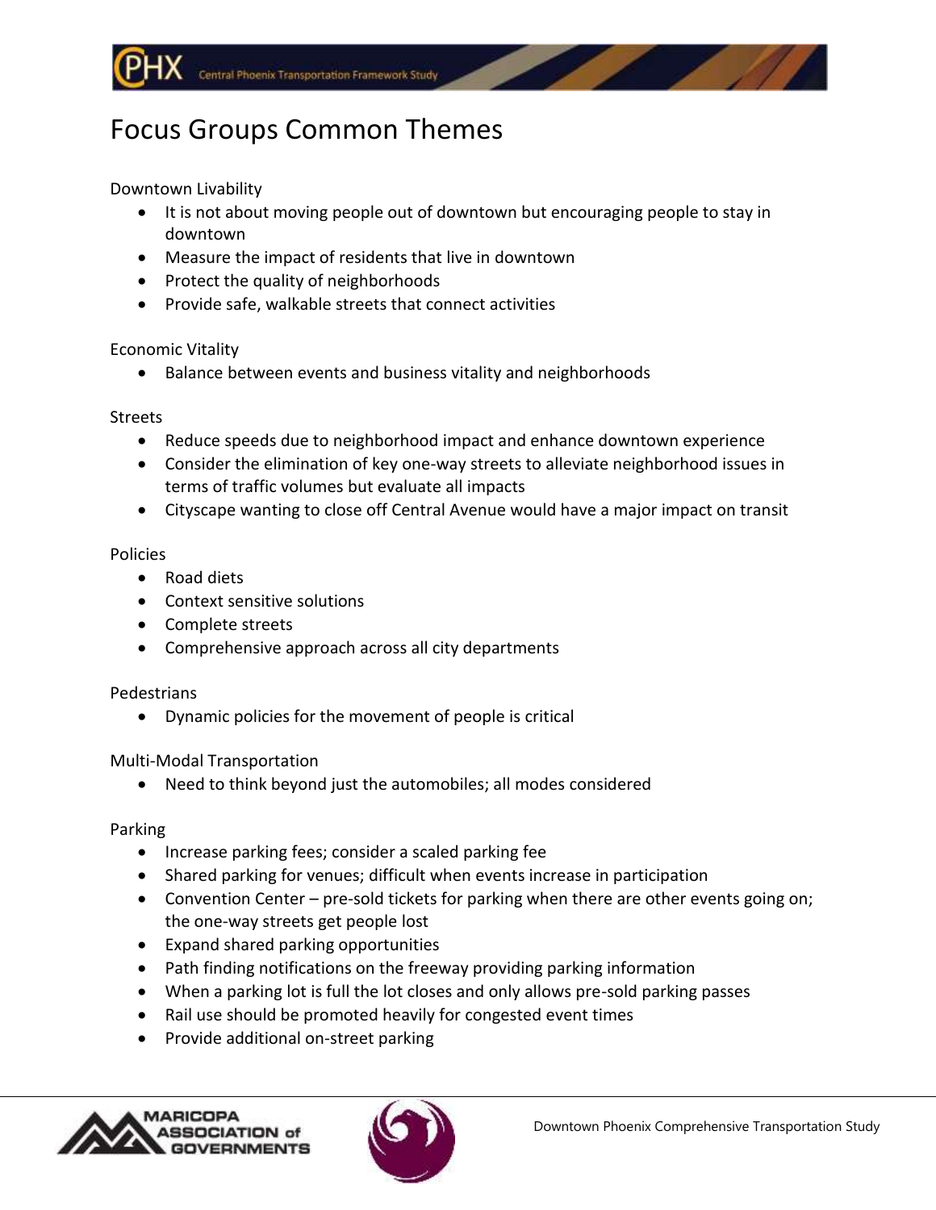# Focus Groups Common Themes

Downtown Livability

- It is not about moving people out of downtown but encouraging people to stay in downtown
- Measure the impact of residents that live in downtown
- Protect the quality of neighborhoods
- Provide safe, walkable streets that connect activities

Economic Vitality

- Balance between events and business vitality and neighborhoods

Streets

- Reduce speeds due to neighborhood impact and enhance downtown experience
- Consider the elimination of key one-way streets to alleviate neighborhood issues in terms of traffic volumes but evaluate all impacts
- Cityscape wanting to close off Central Avenue would have a major impact on transit

Policies

- Road diets
- Context sensitive solutions
- Complete streets
- Comprehensive approach across all city departments

Pedestrians

- Dynamic policies for the movement of people is critical

Multi-Modal Transportation

- Need to think beyond just the automobiles; all modes considered

Parking

- Increase parking fees; consider a scaled parking fee
- Shared parking for venues; difficult when events increase in participation
- Convention Center – pre-sold tickets for parking when there are other events going on; the one-way streets get people lost
- Expand shared parking opportunities
- Path finding notifications on the freeway providing parking information
- When a parking lot is full the lot closes and only allows pre-sold parking passes
- Rail use should be promoted heavily for congested event times
- Provide additional on-street parking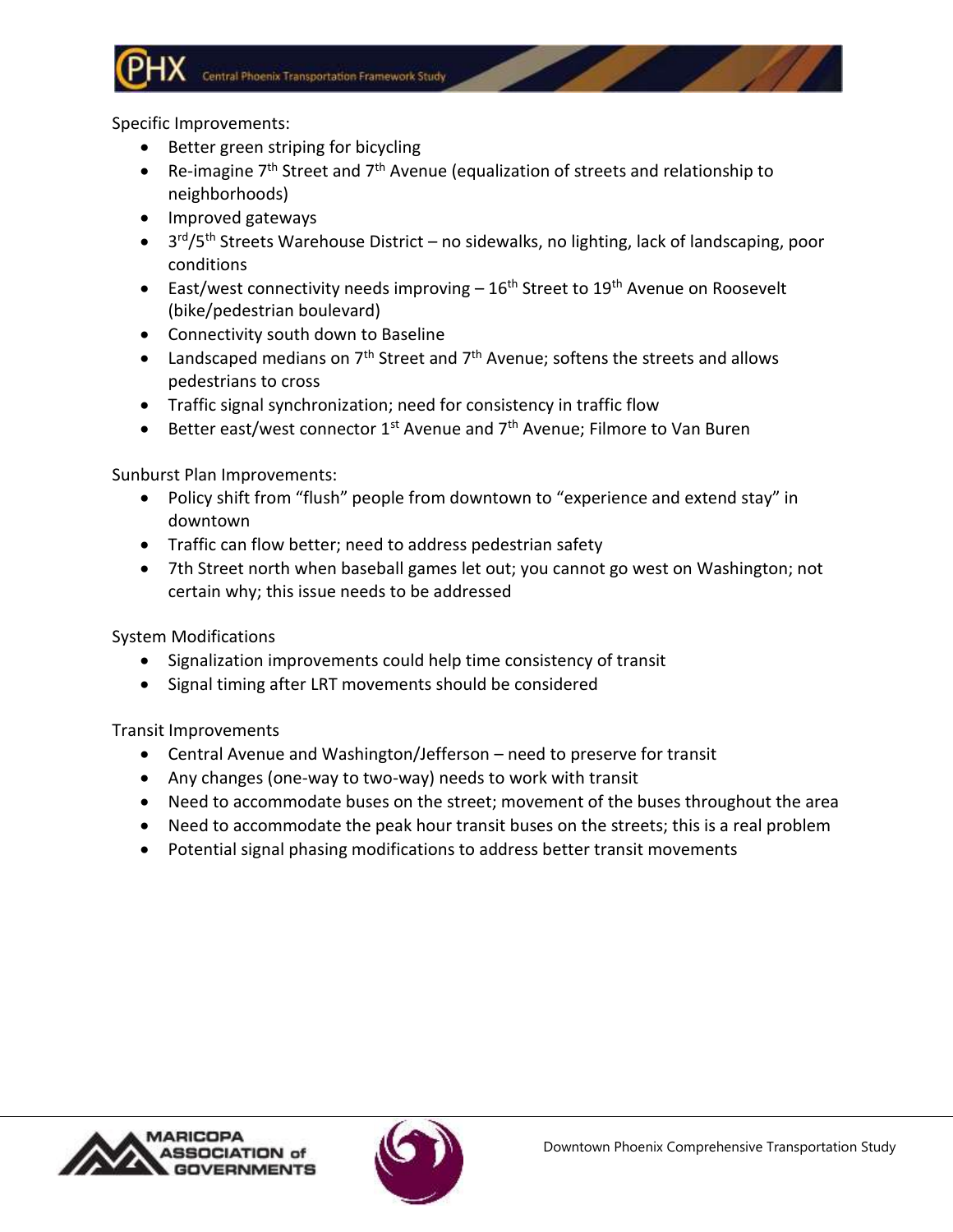Specific Improvements:

- Better green striping for bicycling
- Re-imagine 7th Street and 7th Avenue (equalization of streets and relationship to neighborhoods)
- Improved gateways
- 3rd/5th Streets Warehouse District – no sidewalks, no lighting, lack of landscaping, poor conditions
- East/west connectivity needs improving – 16th Street to 19th Avenue on Roosevelt (bike/pedestrian boulevard)
- Connectivity south down to Baseline
- Landscaped medians on 7th Street and 7th Avenue; softens the streets and allows pedestrians to cross
- Traffic signal synchronization; need for consistency in traffic flow
- Better east/west connector 1st Avenue and 7th Avenue; Filmore to Van Buren

Sunburst Plan Improvements:

- Policy shift from "flush" people from downtown to "experience and extend stay" in downtown
- Traffic can flow better; need to address pedestrian safety
- 7th Street north when baseball games let out; you cannot go west on Washington; not certain why; this issue needs to be addressed

System Modifications

- Signalization improvements could help time consistency of transit
- Signal timing after LRT movements should be considered

Transit Improvements

- Central Avenue and Washington/Jefferson – need to preserve for transit
- Any changes (one-way to two-way) needs to work with transit
- Need to accommodate buses on the street; movement of the buses throughout the area
- Need to accommodate the peak hour transit buses on the streets; this is a real problem
- Potential signal phasing modifications to address better transit movements